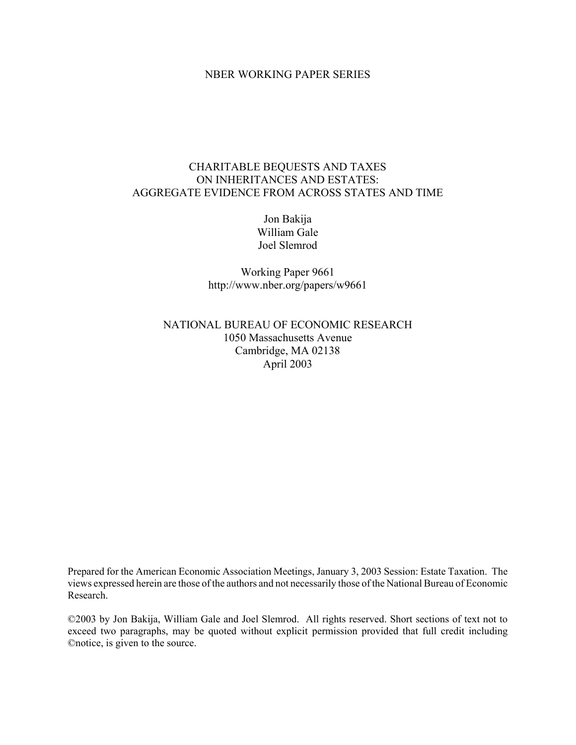NBER WORKING PAPER SERIES

# CHARITABLE BEQUESTS AND TAXES ON INHERITANCES AND ESTATES: AGGREGATE EVIDENCE FROM ACROSS STATES AND TIME

Jon Bakija
William Gale
Joel Slemrod

Working Paper 9661
http://www.nber.org/papers/w9661

NATIONAL BUREAU OF ECONOMIC RESEARCH
1050 Massachusetts Avenue
Cambridge, MA 02138
April 2003

Prepared for the American Economic Association Meetings, January 3, 2003 Session: Estate Taxation. The views expressed herein are those of the authors and not necessarily those of the National Bureau of Economic Research.

©2003 by Jon Bakija, William Gale and Joel Slemrod. All rights reserved. Short sections of text not to exceed two paragraphs, may be quoted without explicit permission provided that full credit including ©notice, is given to the source.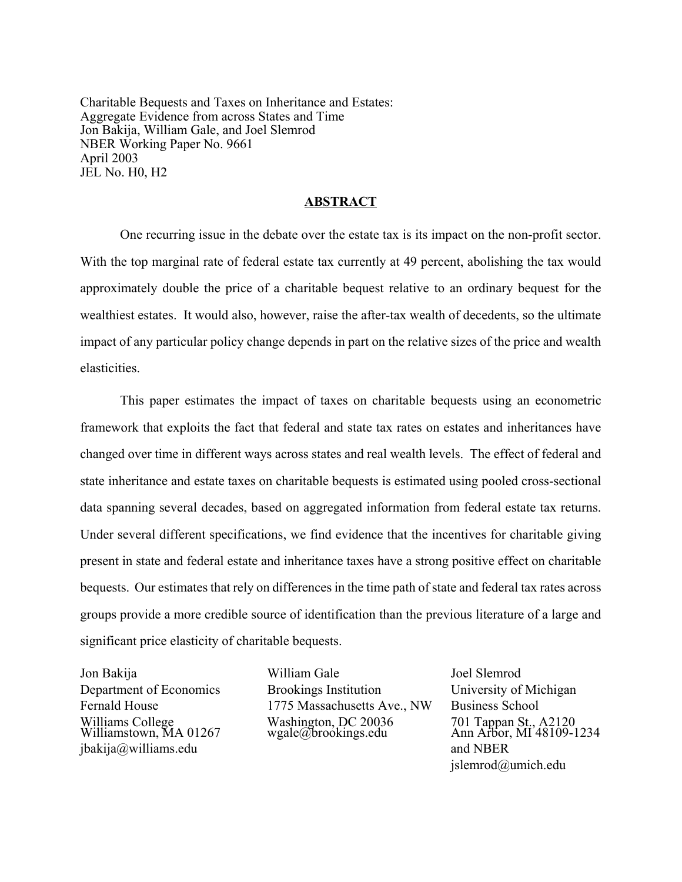Charitable Bequests and Taxes on Inheritance and Estates:
Aggregate Evidence from across States and Time
Jon Bakija, William Gale, and Joel Slemrod
NBER Working Paper No. 9661
April 2003
JEL No. H0, H2

## ABSTRACT

One recurring issue in the debate over the estate tax is its impact on the non-profit sector. With the top marginal rate of federal estate tax currently at 49 percent, abolishing the tax would approximately double the price of a charitable bequest relative to an ordinary bequest for the wealthiest estates. It would also, however, raise the after-tax wealth of decedents, so the ultimate impact of any particular policy change depends in part on the relative sizes of the price and wealth elasticities.

This paper estimates the impact of taxes on charitable bequests using an econometric framework that exploits the fact that federal and state tax rates on estates and inheritances have changed over time in different ways across states and real wealth levels. The effect of federal and state inheritance and estate taxes on charitable bequests is estimated using pooled cross-sectional data spanning several decades, based on aggregated information from federal estate tax returns. Under several different specifications, we find evidence that the incentives for charitable giving present in state and federal estate and inheritance taxes have a strong positive effect on charitable bequests. Our estimates that rely on differences in the time path of state and federal tax rates across groups provide a more credible source of identification than the previous literature of a large and significant price elasticity of charitable bequests.

Jon Bakija
Department of Economics
Fernald House
Williams College
Williamstown, MA 01267
jbakija@williams.edu

William Gale
Brookings Institution
1775 Massachusetts Ave., NW
Washington, DC 20036
wgale@brookings.edu

Joel Slemrod
University of Michigan
Business School
701 Tappan St., A2120
Ann Arbor, MI 48109-1234
and NBER
jslemrod@umich.edu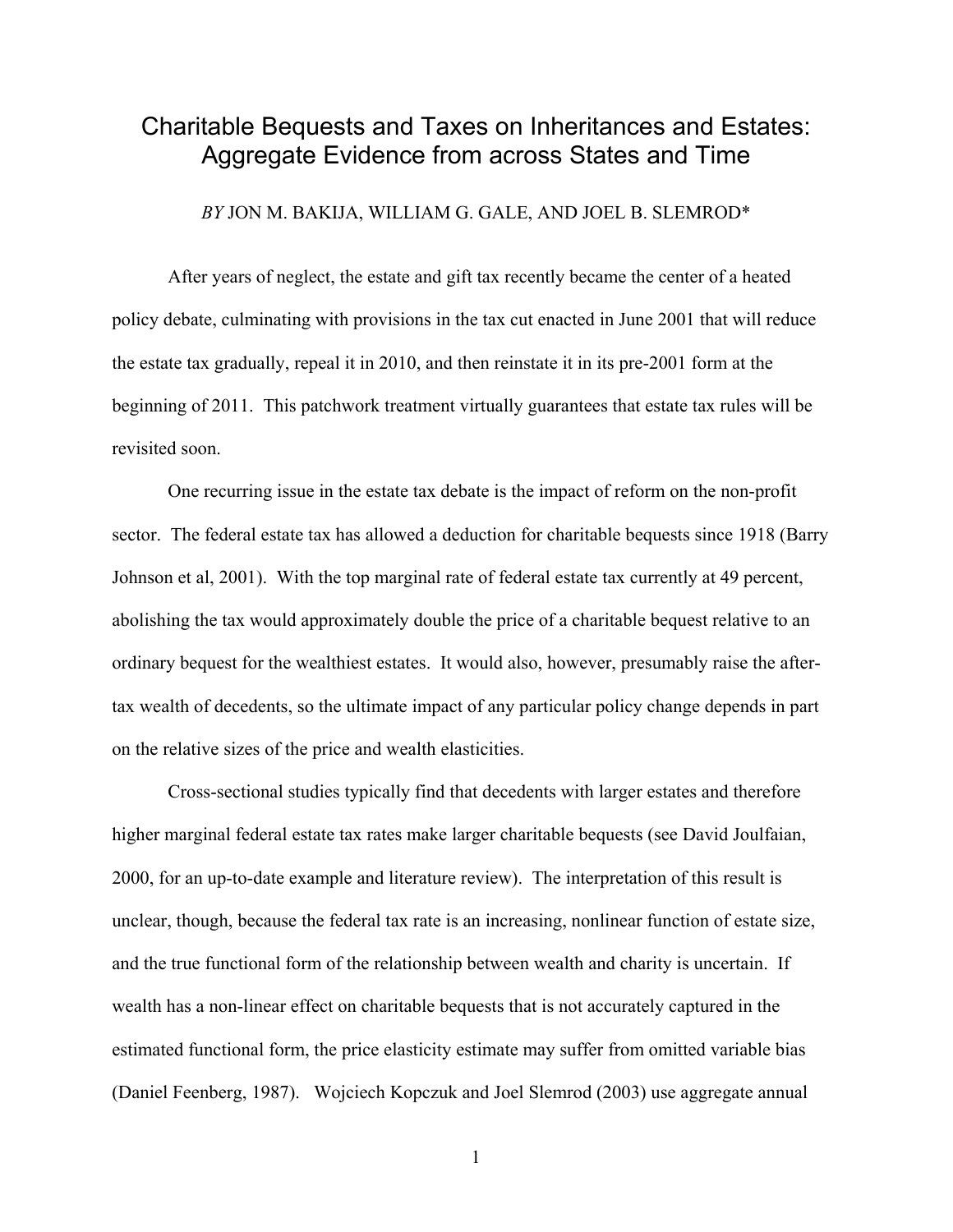# Charitable Bequests and Taxes on Inheritances and Estates: Aggregate Evidence from across States and Time

*BY* JON M. BAKIJA, WILLIAM G. GALE, AND JOEL B. SLEMROD*

After years of neglect, the estate and gift tax recently became the center of a heated policy debate, culminating with provisions in the tax cut enacted in June 2001 that will reduce the estate tax gradually, repeal it in 2010, and then reinstate it in its pre-2001 form at the beginning of 2011. This patchwork treatment virtually guarantees that estate tax rules will be revisited soon.

One recurring issue in the estate tax debate is the impact of reform on the non-profit sector. The federal estate tax has allowed a deduction for charitable bequests since 1918 (Barry Johnson et al, 2001). With the top marginal rate of federal estate tax currently at 49 percent, abolishing the tax would approximately double the price of a charitable bequest relative to an ordinary bequest for the wealthiest estates. It would also, however, presumably raise the after-tax wealth of decedents, so the ultimate impact of any particular policy change depends in part on the relative sizes of the price and wealth elasticities.

Cross-sectional studies typically find that decedents with larger estates and therefore higher marginal federal estate tax rates make larger charitable bequests (see David Joulfaian, 2000, for an up-to-date example and literature review). The interpretation of this result is unclear, though, because the federal tax rate is an increasing, nonlinear function of estate size, and the true functional form of the relationship between wealth and charity is uncertain. If wealth has a non-linear effect on charitable bequests that is not accurately captured in the estimated functional form, the price elasticity estimate may suffer from omitted variable bias (Daniel Feenberg, 1987). Wojciech Kopczuk and Joel Slemrod (2003) use aggregate annual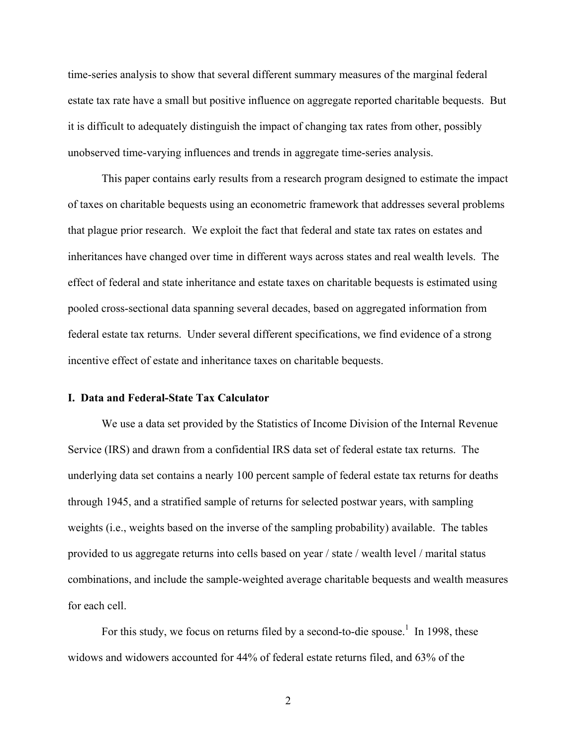time-series analysis to show that several different summary measures of the marginal federal estate tax rate have a small but positive influence on aggregate reported charitable bequests. But it is difficult to adequately distinguish the impact of changing tax rates from other, possibly unobserved time-varying influences and trends in aggregate time-series analysis.

This paper contains early results from a research program designed to estimate the impact of taxes on charitable bequests using an econometric framework that addresses several problems that plague prior research. We exploit the fact that federal and state tax rates on estates and inheritances have changed over time in different ways across states and real wealth levels. The effect of federal and state inheritance and estate taxes on charitable bequests is estimated using pooled cross-sectional data spanning several decades, based on aggregated information from federal estate tax returns. Under several different specifications, we find evidence of a strong incentive effect of estate and inheritance taxes on charitable bequests.

## I. Data and Federal-State Tax Calculator

We use a data set provided by the Statistics of Income Division of the Internal Revenue Service (IRS) and drawn from a confidential IRS data set of federal estate tax returns. The underlying data set contains a nearly 100 percent sample of federal estate tax returns for deaths through 1945, and a stratified sample of returns for selected postwar years, with sampling weights (i.e., weights based on the inverse of the sampling probability) available. The tables provided to us aggregate returns into cells based on year / state / wealth level / marital status combinations, and include the sample-weighted average charitable bequests and wealth measures for each cell.

For this study, we focus on returns filed by a second-to-die spouse.[1] In 1998, these widows and widowers accounted for 44% of federal estate returns filed, and 63% of the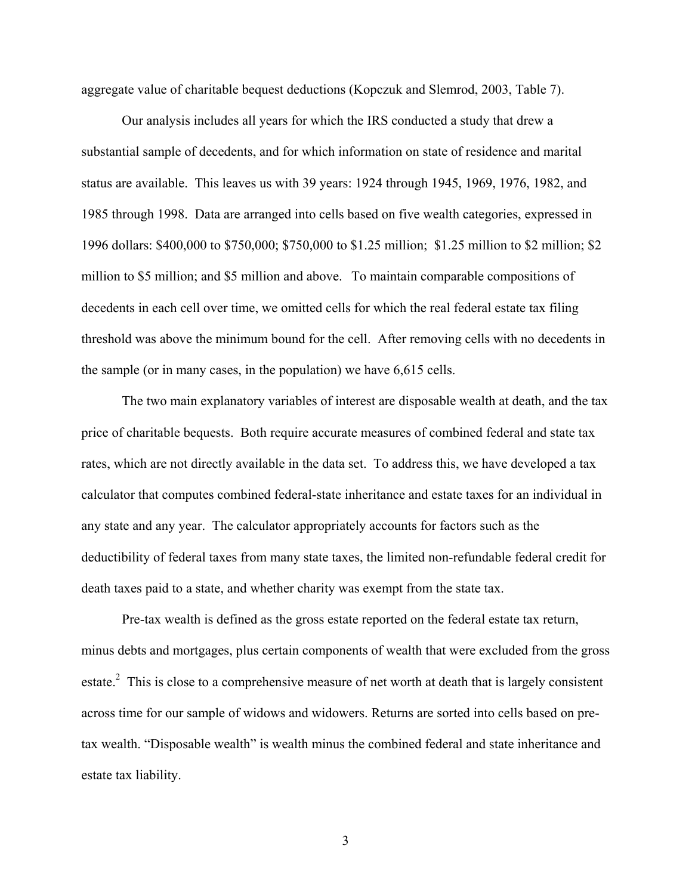aggregate value of charitable bequest deductions (Kopczuk and Slemrod, 2003, Table 7).

Our analysis includes all years for which the IRS conducted a study that drew a substantial sample of decedents, and for which information on state of residence and marital status are available. This leaves us with 39 years: 1924 through 1945, 1969, 1976, 1982, and 1985 through 1998. Data are arranged into cells based on five wealth categories, expressed in 1996 dollars: $400,000 to $750,000; $750,000 to $1.25 million; $1.25 million to $2 million; $2 million to $5 million; and $5 million and above. To maintain comparable compositions of decedents in each cell over time, we omitted cells for which the real federal estate tax filing threshold was above the minimum bound for the cell. After removing cells with no decedents in the sample (or in many cases, in the population) we have 6,615 cells.

The two main explanatory variables of interest are disposable wealth at death, and the tax price of charitable bequests. Both require accurate measures of combined federal and state tax rates, which are not directly available in the data set. To address this, we have developed a tax calculator that computes combined federal-state inheritance and estate taxes for an individual in any state and any year. The calculator appropriately accounts for factors such as the deductibility of federal taxes from many state taxes, the limited non-refundable federal credit for death taxes paid to a state, and whether charity was exempt from the state tax.

Pre-tax wealth is defined as the gross estate reported on the federal estate tax return, minus debts and mortgages, plus certain components of wealth that were excluded from the gross estate.[2] This is close to a comprehensive measure of net worth at death that is largely consistent across time for our sample of widows and widowers. Returns are sorted into cells based on pre-tax wealth. "Disposable wealth" is wealth minus the combined federal and state inheritance and estate tax liability.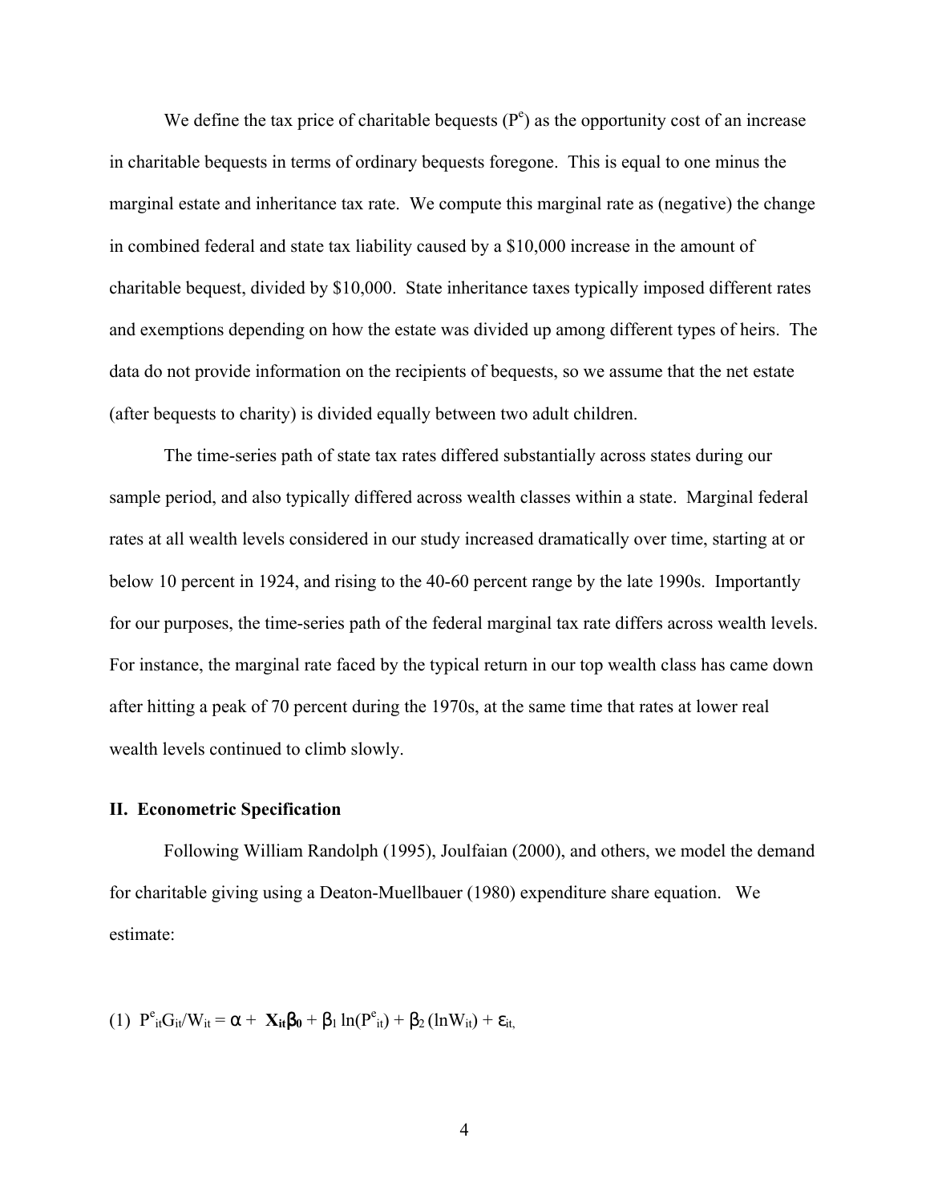We define the tax price of charitable bequests ($P^e$) as the opportunity cost of an increase in charitable bequests in terms of ordinary bequests foregone. This is equal to one minus the marginal estate and inheritance tax rate. We compute this marginal rate as (negative) the change in combined federal and state tax liability caused by a \$10,000 increase in the amount of charitable bequest, divided by \$10,000. State inheritance taxes typically imposed different rates and exemptions depending on how the estate was divided up among different types of heirs. The data do not provide information on the recipients of bequests, so we assume that the net estate (after bequests to charity) is divided equally between two adult children.

The time-series path of state tax rates differed substantially across states during our sample period, and also typically differed across wealth classes within a state. Marginal federal rates at all wealth levels considered in our study increased dramatically over time, starting at or below 10 percent in 1924, and rising to the 40-60 percent range by the late 1990s. Importantly for our purposes, the time-series path of the federal marginal tax rate differs across wealth levels. For instance, the marginal rate faced by the typical return in our top wealth class has came down after hitting a peak of 70 percent during the 1970s, at the same time that rates at lower real wealth levels continued to climb slowly.

## II. Econometric Specification

Following William Randolph (1995), Joulfaian (2000), and others, we model the demand for charitable giving using a Deaton-Muellbauer (1980) expenditure share equation. We estimate:

$$(1)\quad P^e_{it}G_{it}/W_{it} = \alpha + \mathbf{X_{it}\beta_0} + \beta_1 \ln(P^e_{it}) + \beta_2 (\ln W_{it}) + \varepsilon_{it},$$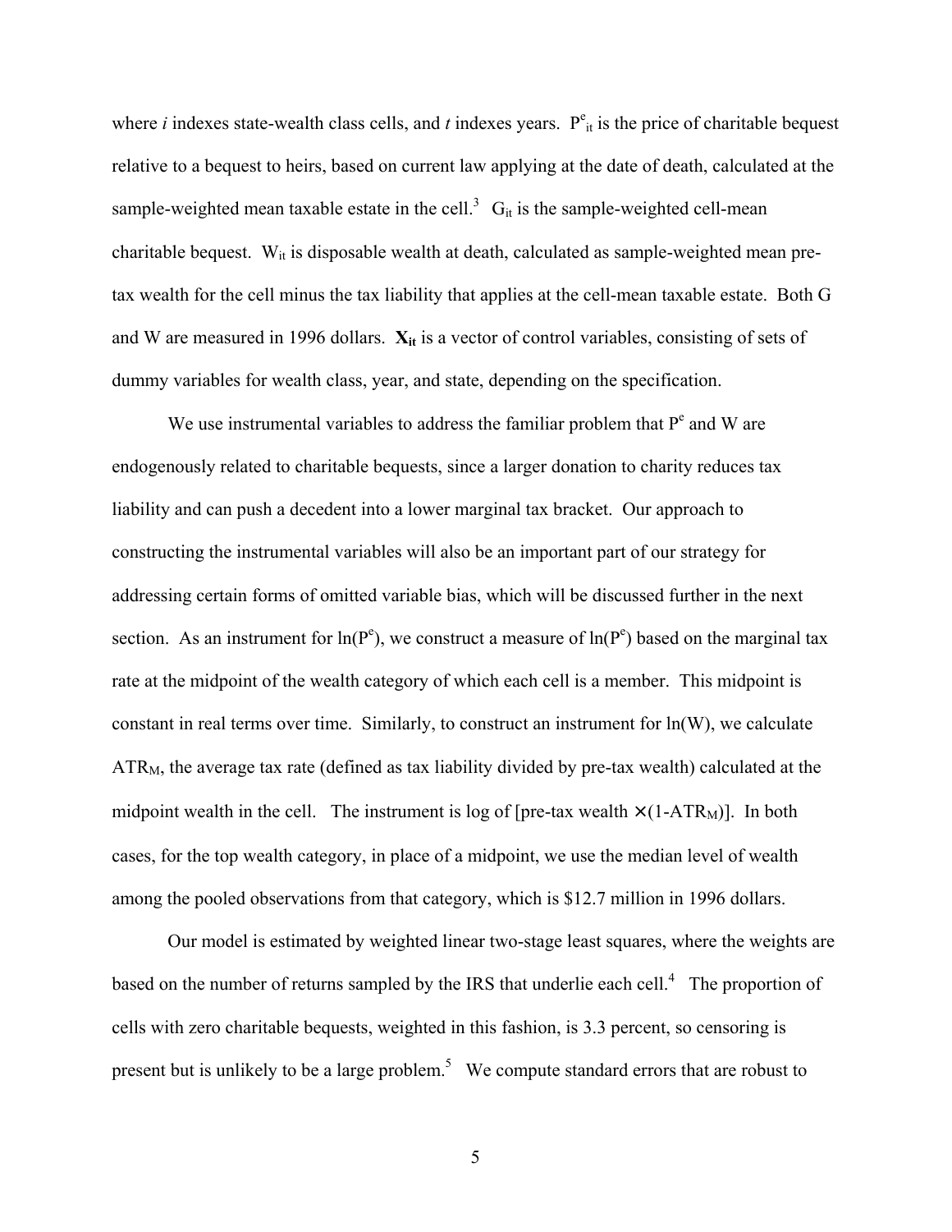where $i$ indexes state-wealth class cells, and $t$ indexes years. $P^e_{it}$ is the price of charitable bequest relative to a bequest to heirs, based on current law applying at the date of death, calculated at the sample-weighted mean taxable estate in the cell.[3] $G_{it}$ is the sample-weighted cell-mean charitable bequest. $W_{it}$ is disposable wealth at death, calculated as sample-weighted mean pre-tax wealth for the cell minus the tax liability that applies at the cell-mean taxable estate. Both G and W are measured in 1996 dollars. $\mathbf{X_{it}}$ is a vector of control variables, consisting of sets of dummy variables for wealth class, year, and state, depending on the specification.

We use instrumental variables to address the familiar problem that $P^e$ and W are endogenously related to charitable bequests, since a larger donation to charity reduces tax liability and can push a decedent into a lower marginal tax bracket. Our approach to constructing the instrumental variables will also be an important part of our strategy for addressing certain forms of omitted variable bias, which will be discussed further in the next section. As an instrument for $\ln(P^e)$, we construct a measure of $\ln(P^e)$ based on the marginal tax rate at the midpoint of the wealth category of which each cell is a member. This midpoint is constant in real terms over time. Similarly, to construct an instrument for $\ln(W)$, we calculate $ATR_M$, the average tax rate (defined as tax liability divided by pre-tax wealth) calculated at the midpoint wealth in the cell. The instrument is log of [pre-tax wealth $\times$ $(1\text{-}ATR_M)$]. In both cases, for the top wealth category, in place of a midpoint, we use the median level of wealth among the pooled observations from that category, which is \$12.7 million in 1996 dollars.

Our model is estimated by weighted linear two-stage least squares, where the weights are based on the number of returns sampled by the IRS that underlie each cell.[4] The proportion of cells with zero charitable bequests, weighted in this fashion, is 3.3 percent, so censoring is present but is unlikely to be a large problem.[5] We compute standard errors that are robust to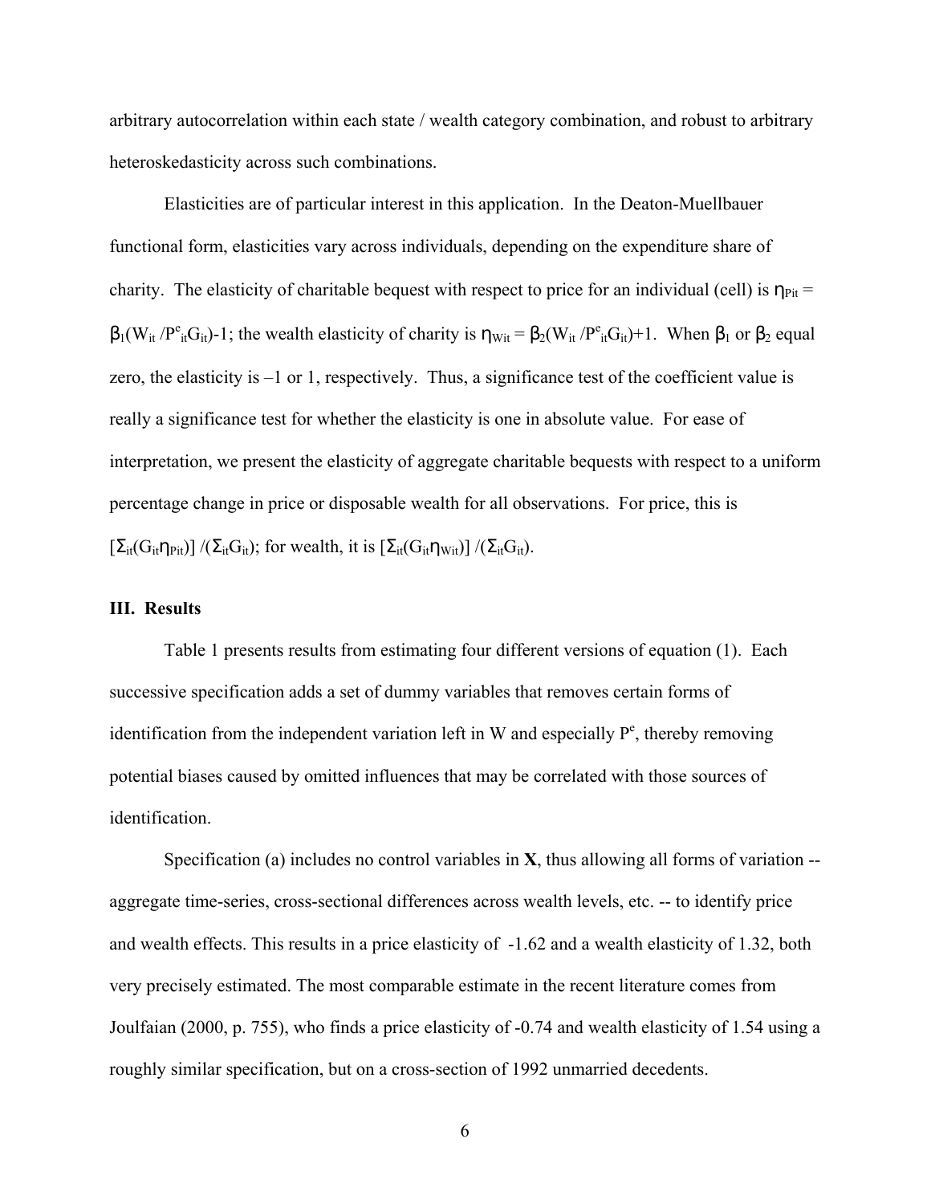arbitrary autocorrelation within each state / wealth category combination, and robust to arbitrary heteroskedasticity across such combinations.

Elasticities are of particular interest in this application. In the Deaton-Muellbauer functional form, elasticities vary across individuals, depending on the expenditure share of charity. The elasticity of charitable bequest with respect to price for an individual (cell) is $\eta_{Pit} = \beta_1(W_{it} / P^e_{it}G_{it})-1$; the wealth elasticity of charity is $\eta_{Wit} = \beta_2(W_{it} / P^e_{it}G_{it})+1$. When $\beta_1$ or $\beta_2$ equal zero, the elasticity is –1 or 1, respectively. Thus, a significance test of the coefficient value is really a significance test for whether the elasticity is one in absolute value. For ease of interpretation, we present the elasticity of aggregate charitable bequests with respect to a uniform percentage change in price or disposable wealth for all observations. For price, this is $[\Sigma_{it}(G_{it}\eta_{Pit})] / (\Sigma_{it}G_{it})$; for wealth, it is $[\Sigma_{it}(G_{it}\eta_{Wit})] / (\Sigma_{it}G_{it})$.

## III. Results

Table 1 presents results from estimating four different versions of equation (1). Each successive specification adds a set of dummy variables that removes certain forms of identification from the independent variation left in W and especially $P^e$, thereby removing potential biases caused by omitted influences that may be correlated with those sources of identification.

Specification (a) includes no control variables in **X**, thus allowing all forms of variation -- aggregate time-series, cross-sectional differences across wealth levels, etc. -- to identify price and wealth effects. This results in a price elasticity of -1.62 and a wealth elasticity of 1.32, both very precisely estimated. The most comparable estimate in the recent literature comes from Joulfaian (2000, p. 755), who finds a price elasticity of -0.74 and wealth elasticity of 1.54 using a roughly similar specification, but on a cross-section of 1992 unmarried decedents.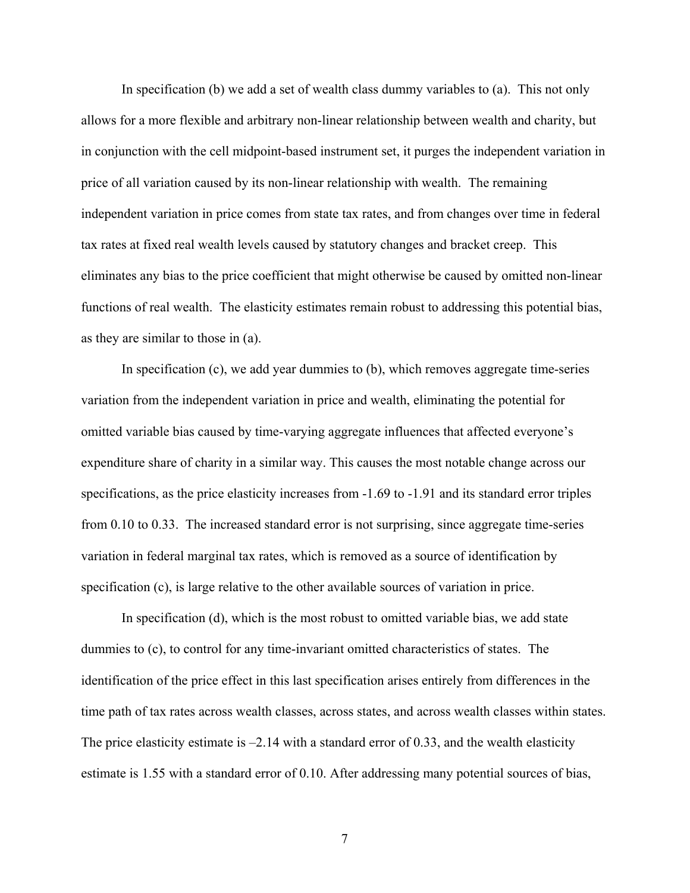In specification (b) we add a set of wealth class dummy variables to (a). This not only allows for a more flexible and arbitrary non-linear relationship between wealth and charity, but in conjunction with the cell midpoint-based instrument set, it purges the independent variation in price of all variation caused by its non-linear relationship with wealth. The remaining independent variation in price comes from state tax rates, and from changes over time in federal tax rates at fixed real wealth levels caused by statutory changes and bracket creep. This eliminates any bias to the price coefficient that might otherwise be caused by omitted non-linear functions of real wealth. The elasticity estimates remain robust to addressing this potential bias, as they are similar to those in (a).

In specification (c), we add year dummies to (b), which removes aggregate time-series variation from the independent variation in price and wealth, eliminating the potential for omitted variable bias caused by time-varying aggregate influences that affected everyone's expenditure share of charity in a similar way. This causes the most notable change across our specifications, as the price elasticity increases from -1.69 to -1.91 and its standard error triples from 0.10 to 0.33. The increased standard error is not surprising, since aggregate time-series variation in federal marginal tax rates, which is removed as a source of identification by specification (c), is large relative to the other available sources of variation in price.

In specification (d), which is the most robust to omitted variable bias, we add state dummies to (c), to control for any time-invariant omitted characteristics of states. The identification of the price effect in this last specification arises entirely from differences in the time path of tax rates across wealth classes, across states, and across wealth classes within states. The price elasticity estimate is –2.14 with a standard error of 0.33, and the wealth elasticity estimate is 1.55 with a standard error of 0.10. After addressing many potential sources of bias,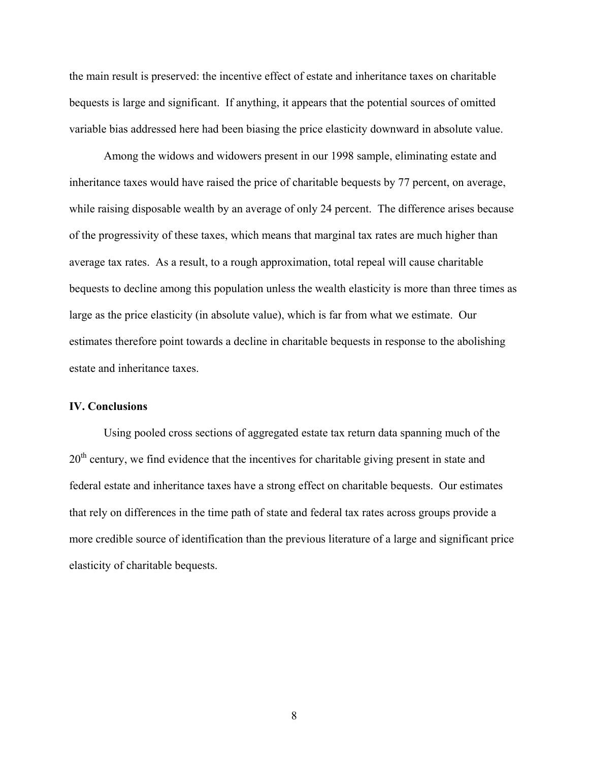the main result is preserved: the incentive effect of estate and inheritance taxes on charitable bequests is large and significant. If anything, it appears that the potential sources of omitted variable bias addressed here had been biasing the price elasticity downward in absolute value.

Among the widows and widowers present in our 1998 sample, eliminating estate and inheritance taxes would have raised the price of charitable bequests by 77 percent, on average, while raising disposable wealth by an average of only 24 percent. The difference arises because of the progressivity of these taxes, which means that marginal tax rates are much higher than average tax rates. As a result, to a rough approximation, total repeal will cause charitable bequests to decline among this population unless the wealth elasticity is more than three times as large as the price elasticity (in absolute value), which is far from what we estimate. Our estimates therefore point towards a decline in charitable bequests in response to the abolishing estate and inheritance taxes.

## IV. Conclusions

Using pooled cross sections of aggregated estate tax return data spanning much of the 20th century, we find evidence that the incentives for charitable giving present in state and federal estate and inheritance taxes have a strong effect on charitable bequests. Our estimates that rely on differences in the time path of state and federal tax rates across groups provide a more credible source of identification than the previous literature of a large and significant price elasticity of charitable bequests.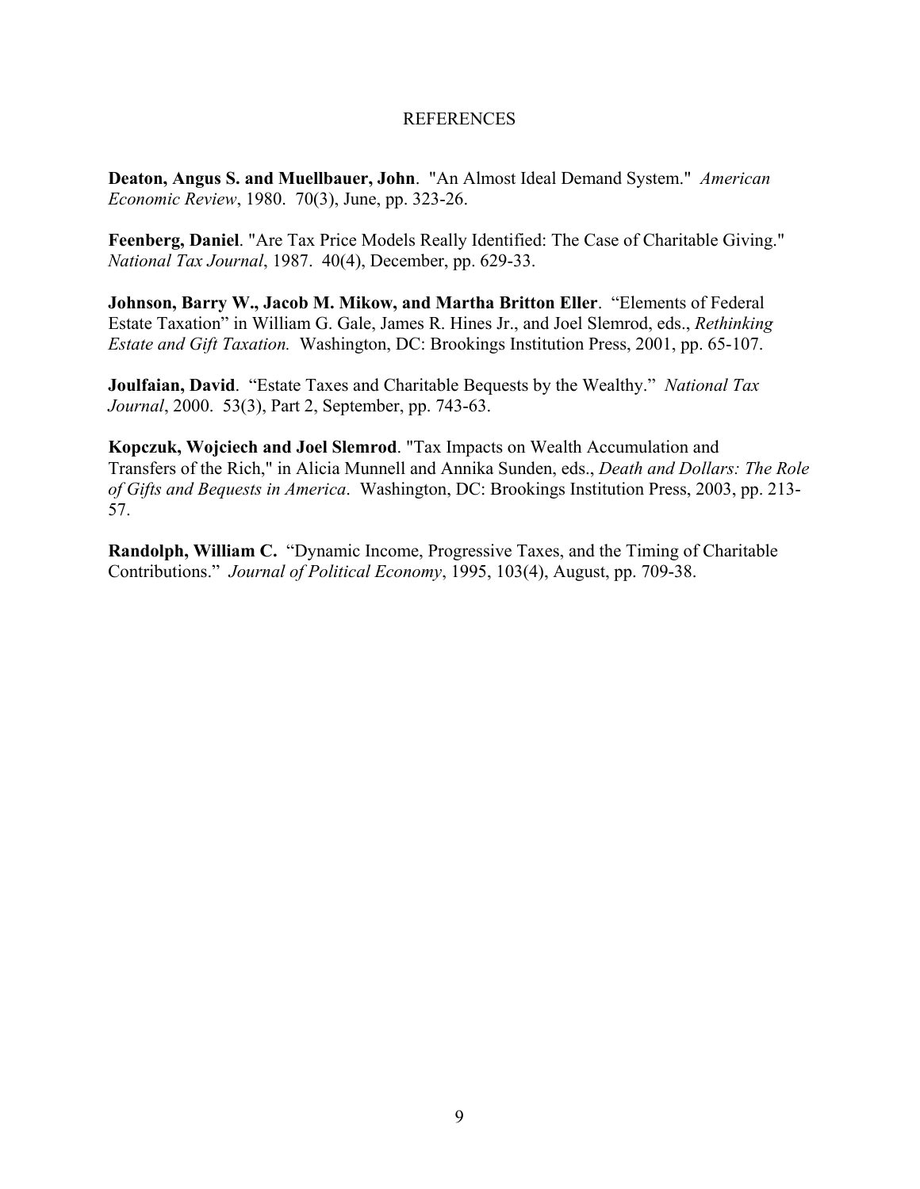# REFERENCES

**Deaton, Angus S. and Muellbauer, John**. "An Almost Ideal Demand System." *American Economic Review*, 1980. 70(3), June, pp. 323-26.

**Feenberg, Daniel**. "Are Tax Price Models Really Identified: The Case of Charitable Giving." *National Tax Journal*, 1987. 40(4), December, pp. 629-33.

**Johnson, Barry W., Jacob M. Mikow, and Martha Britton Eller**. "Elements of Federal Estate Taxation" in William G. Gale, James R. Hines Jr., and Joel Slemrod, eds., *Rethinking Estate and Gift Taxation.* Washington, DC: Brookings Institution Press, 2001, pp. 65-107.

**Joulfaian, David**. "Estate Taxes and Charitable Bequests by the Wealthy." *National Tax Journal*, 2000. 53(3), Part 2, September, pp. 743-63.

**Kopczuk, Wojciech and Joel Slemrod**. "Tax Impacts on Wealth Accumulation and Transfers of the Rich," in Alicia Munnell and Annika Sunden, eds., *Death and Dollars: The Role of Gifts and Bequests in America*. Washington, DC: Brookings Institution Press, 2003, pp. 213-57.

**Randolph, William C.** "Dynamic Income, Progressive Taxes, and the Timing of Charitable Contributions." *Journal of Political Economy*, 1995, 103(4), August, pp. 709-38.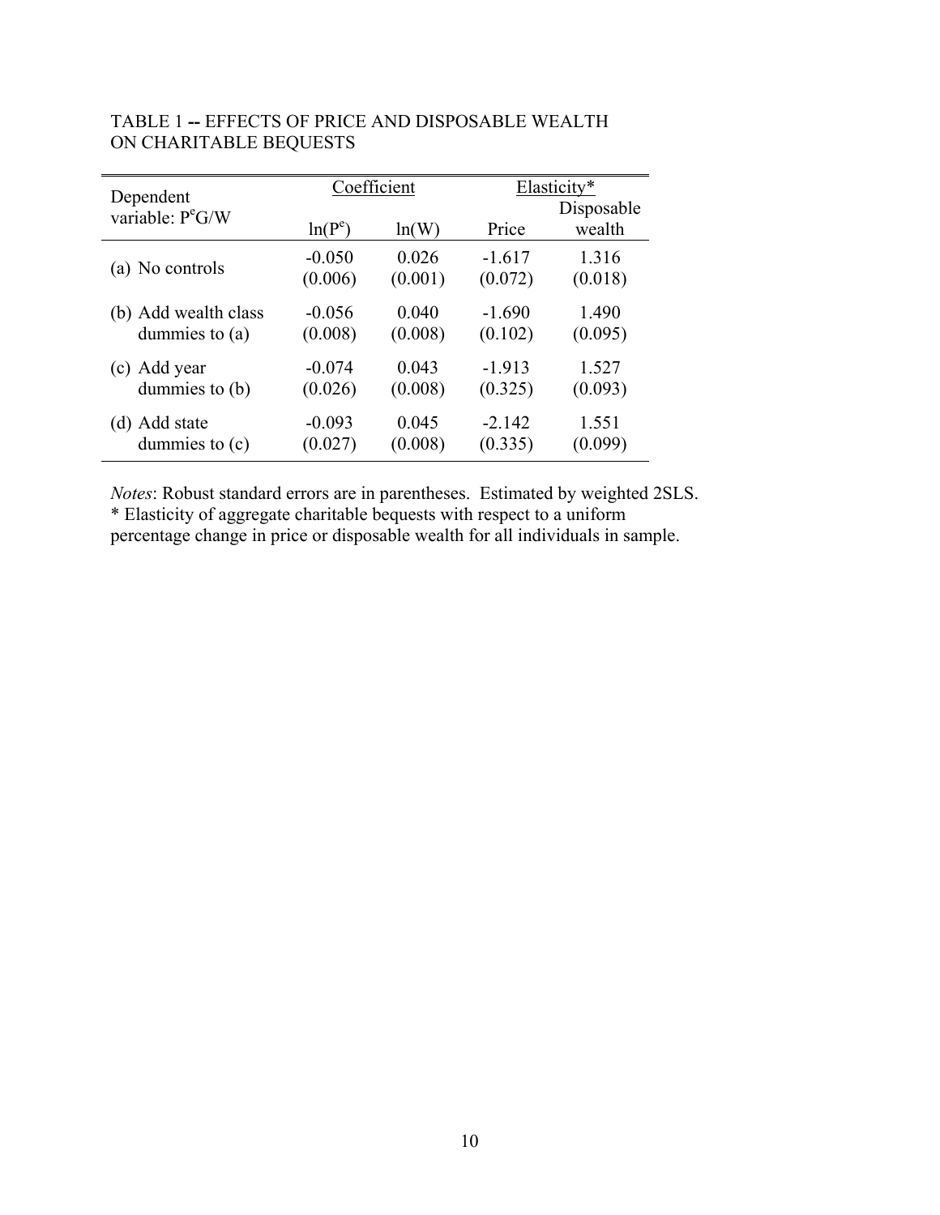TABLE 1 -- EFFECTS OF PRICE AND DISPOSABLE WEALTH ON CHARITABLE BEQUESTS

| Dependent variable: $P^eG/W$ | Coefficient | | Elasticity* | |
|---|---|---|---|---|
| | $\ln(P^e)$ | $\ln(W)$ | Price | Disposable wealth |
| (a) No controls | -0.050<br>(0.006) | 0.026<br>(0.001) | -1.617<br>(0.072) | 1.316<br>(0.018) |
| (b) Add wealth class dummies to (a) | -0.056<br>(0.008) | 0.040<br>(0.008) | -1.690<br>(0.102) | 1.490<br>(0.095) |
| (c) Add year dummies to (b) | -0.074<br>(0.026) | 0.043<br>(0.008) | -1.913<br>(0.325) | 1.527<br>(0.093) |
| (d) Add state dummies to (c) | -0.093<br>(0.027) | 0.045<br>(0.008) | -2.142<br>(0.335) | 1.551<br>(0.099) |

*Notes*: Robust standard errors are in parentheses. Estimated by weighted 2SLS.
* Elasticity of aggregate charitable bequests with respect to a uniform percentage change in price or disposable wealth for all individuals in sample.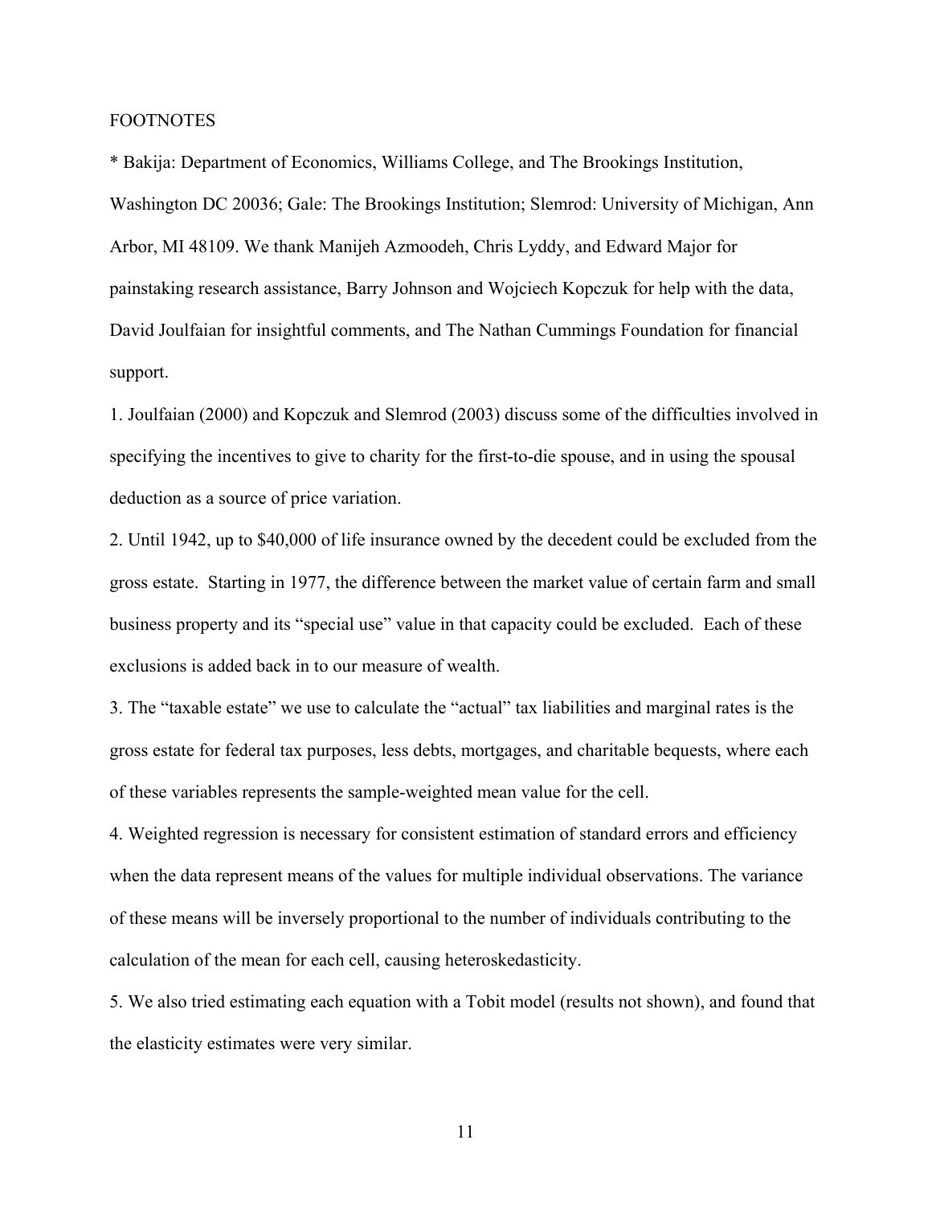FOOTNOTES

* Bakija: Department of Economics, Williams College, and The Brookings Institution, Washington DC 20036; Gale: The Brookings Institution; Slemrod: University of Michigan, Ann Arbor, MI 48109. We thank Manijeh Azmoodeh, Chris Lyddy, and Edward Major for painstaking research assistance, Barry Johnson and Wojciech Kopczuk for help with the data, David Joulfaian for insightful comments, and The Nathan Cummings Foundation for financial support.

1. Joulfaian (2000) and Kopczuk and Slemrod (2003) discuss some of the difficulties involved in specifying the incentives to give to charity for the first-to-die spouse, and in using the spousal deduction as a source of price variation.

2. Until 1942, up to $40,000 of life insurance owned by the decedent could be excluded from the gross estate. Starting in 1977, the difference between the market value of certain farm and small business property and its "special use" value in that capacity could be excluded. Each of these exclusions is added back in to our measure of wealth.

3. The "taxable estate" we use to calculate the "actual" tax liabilities and marginal rates is the gross estate for federal tax purposes, less debts, mortgages, and charitable bequests, where each of these variables represents the sample-weighted mean value for the cell.

4. Weighted regression is necessary for consistent estimation of standard errors and efficiency when the data represent means of the values for multiple individual observations. The variance of these means will be inversely proportional to the number of individuals contributing to the calculation of the mean for each cell, causing heteroskedasticity.

5. We also tried estimating each equation with a Tobit model (results not shown), and found that the elasticity estimates were very similar.